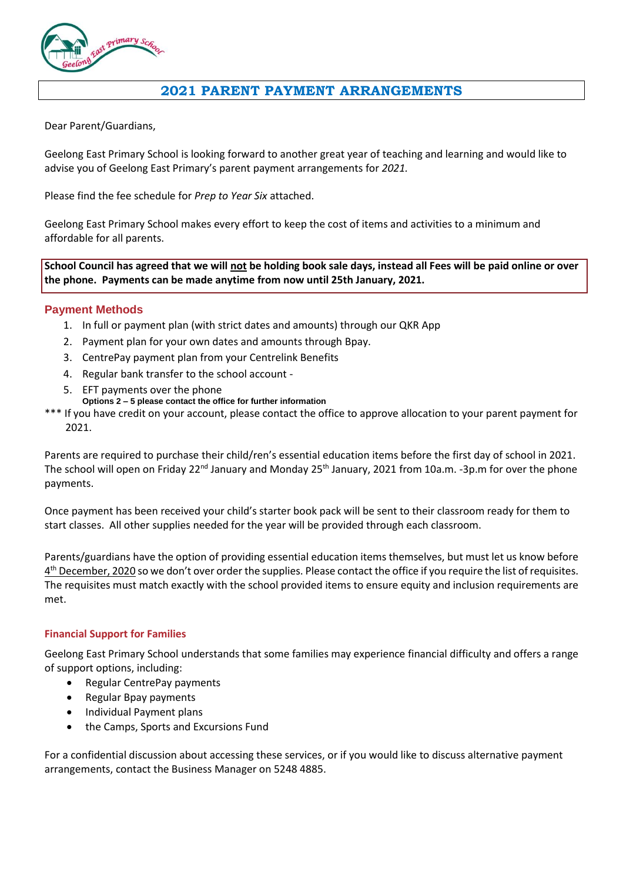# 2021 PARENT PAYMENT ARRANGEMENTS

Dear Parent/Guardians,

Geelong East Primary School is looking forward to another great year of teaching and learning and would like to advise you of Geelong East Primary's parent payment arrangements for *2021.*

Please find the fee schedule for *Prep to Year Six* attached.

Geelong East Primary School makes every effort to keep the cost of items and activities to a minimum and affordable for all parents.

**School Council has agreed that we will not be holding book sale days, instead all Fees will be paid online or over the phone. Payments can be made anytime from now until 25th January, 2021.**

## Payment Methods

1. In full or payment plan (with strict dates and amounts) through our QKR App
2. Payment plan for your own dates and amounts through Bpay.
3. CentrePay payment plan from your Centrelink Benefits
4. Regular bank transfer to the school account -
5. EFT payments over the phone

**Options 2 – 5 please contact the office for further information**

*** If you have credit on your account, please contact the office to approve allocation to your parent payment for 2021.

Parents are required to purchase their child/ren's essential education items before the first day of school in 2021. The school will open on Friday 22nd January and Monday 25th January, 2021 from 10a.m. -3p.m for over the phone payments.

Once payment has been received your child's starter book pack will be sent to their classroom ready for them to start classes. All other supplies needed for the year will be provided through each classroom.

Parents/guardians have the option of providing essential education items themselves, but must let us know before 4th December, 2020 so we don't over order the supplies. Please contact the office if you require the list of requisites. The requisites must match exactly with the school provided items to ensure equity and inclusion requirements are met.

### Financial Support for Families

Geelong East Primary School understands that some families may experience financial difficulty and offers a range of support options, including:

- Regular CentrePay payments
- Regular Bpay payments
- Individual Payment plans
- the Camps, Sports and Excursions Fund

For a confidential discussion about accessing these services, or if you would like to discuss alternative payment arrangements, contact the Business Manager on 5248 4885.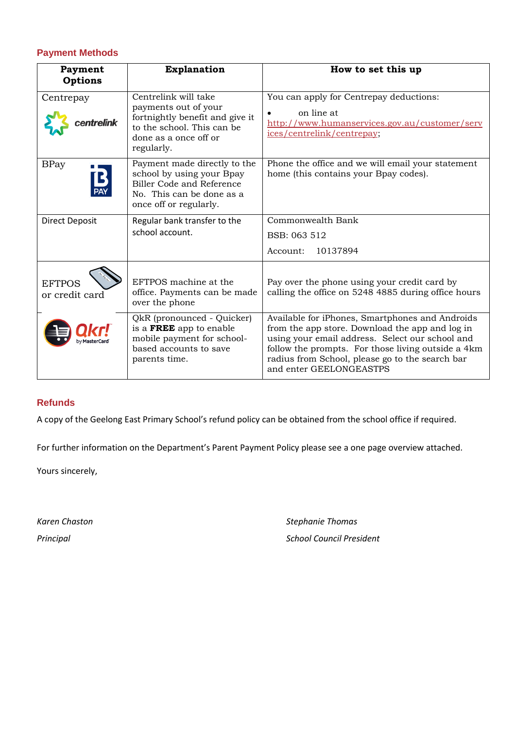## Payment Methods

| Payment Options | Explanation | How to set this up |
|---|---|---|
| Centrepay | Centrelink will take payments out of your fortnightly benefit and give it to the school. This can be done as a once off or regularly. | You can apply for Centrepay deductions:<br>• on line at http://www.humanservices.gov.au/customer/services/centrelink/centrepay; |
| BPay | Payment made directly to the school by using your Bpay Biller Code and Reference No. This can be done as a once off or regularly. | Phone the office and we will email your statement home (this contains your Bpay codes). |
| Direct Deposit | Regular bank transfer to the school account. | Commonwealth Bank<br>BSB: 063 512<br>Account: 10137894 |
| EFTPOS or credit card | EFTPOS machine at the office. Payments can be made over the phone | Pay over the phone using your credit card by calling the office on 5248 4885 during office hours |
| Qkr! by MasterCard | QkR (pronounced - Quicker) is a **FREE** app to enable mobile payment for school-based accounts to save parents time. | Available for iPhones, Smartphones and Androids from the app store. Download the app and log in using your email address. Select our school and follow the prompts. For those living outside a 4km radius from School, please go to the search bar and enter GEELONGEASTPS |

## Refunds

A copy of the Geelong East Primary School's refund policy can be obtained from the school office if required.

For further information on the Department's Parent Payment Policy please see a one page overview attached.

Yours sincerely,

*Karen Chaston*

*Principal*

*Stephanie Thomas*

*School Council President*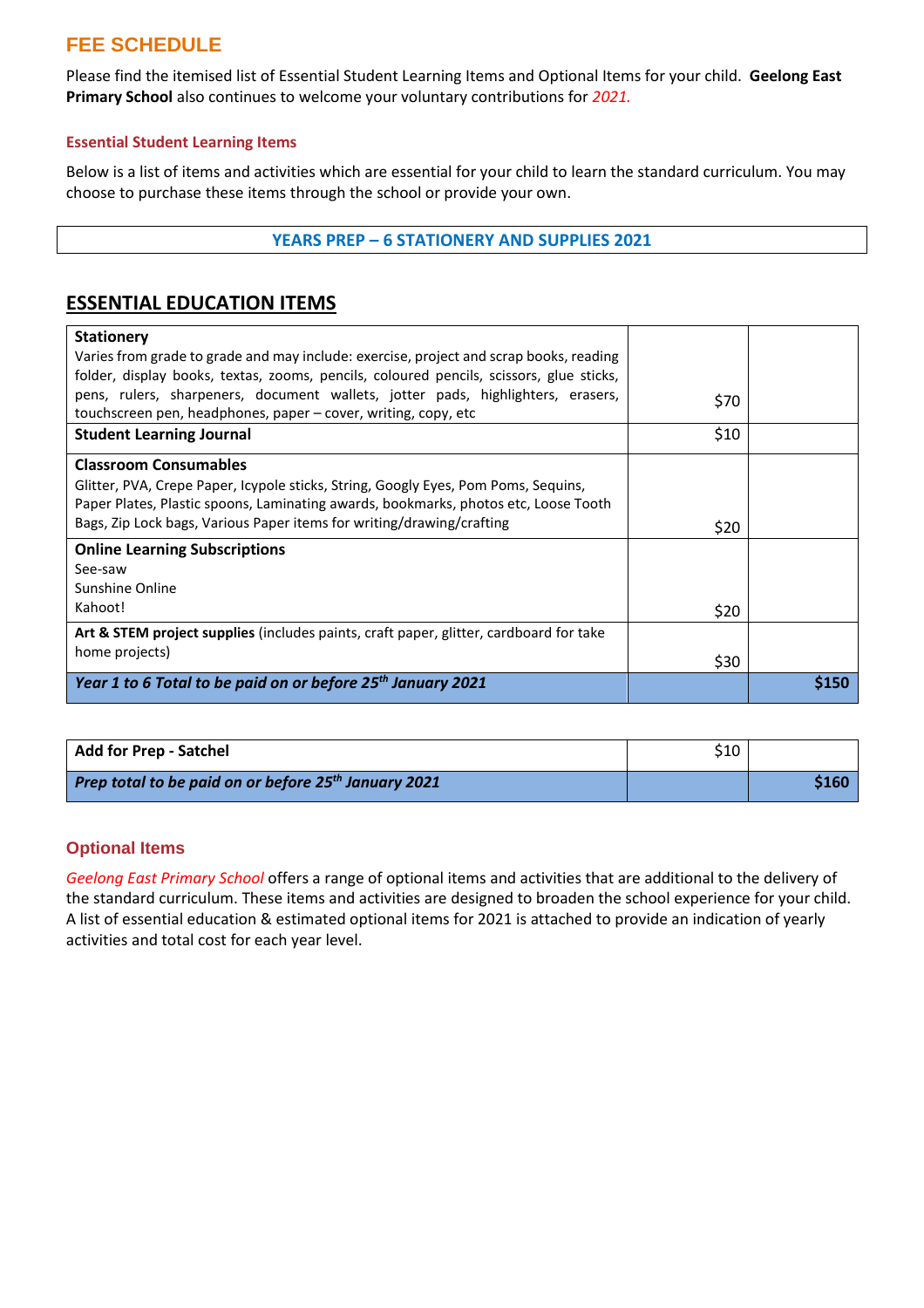## FEE SCHEDULE

Please find the itemised list of Essential Student Learning Items and Optional Items for your child. **Geelong East Primary School** also continues to welcome your voluntary contributions for *2021.*

### Essential Student Learning Items

Below is a list of items and activities which are essential for your child to learn the standard curriculum. You may choose to purchase these items through the school or provide your own.

**YEARS PREP – 6 STATIONERY AND SUPPLIES 2021**

## ESSENTIAL EDUCATION ITEMS

| Item | Cost | Total |
|---|---|---|
| **Stationery**<br>Varies from grade to grade and may include: exercise, project and scrap books, reading folder, display books, textas, zooms, pencils, coloured pencils, scissors, glue sticks, pens, rulers, sharpeners, document wallets, jotter pads, highlighters, erasers, touchscreen pen, headphones, paper – cover, writing, copy, etc | $70 | |
| **Student Learning Journal** | $10 | |
| **Classroom Consumables**<br>Glitter, PVA, Crepe Paper, Icypole sticks, String, Googly Eyes, Pom Poms, Sequins, Paper Plates, Plastic spoons, Laminating awards, bookmarks, photos etc, Loose Tooth Bags, Zip Lock bags, Various Paper items for writing/drawing/crafting | $20 | |
| **Online Learning Subscriptions**<br>See-saw<br>Sunshine Online<br>Kahoot! | $20 | |
| **Art & STEM project supplies** (includes paints, craft paper, glitter, cardboard for take home projects) | $30 | |
| ***Year 1 to 6 Total to be paid on or before 25th January 2021*** | | **$150** |

| Item | Cost | Total |
|---|---|---|
| **Add for Prep - Satchel** | $10 | |
| ***Prep total to be paid on or before 25th January 2021*** | | **$160** |

### Optional Items

*Geelong East Primary School* offers a range of optional items and activities that are additional to the delivery of the standard curriculum. These items and activities are designed to broaden the school experience for your child. A list of essential education & estimated optional items for 2021 is attached to provide an indication of yearly activities and total cost for each year level.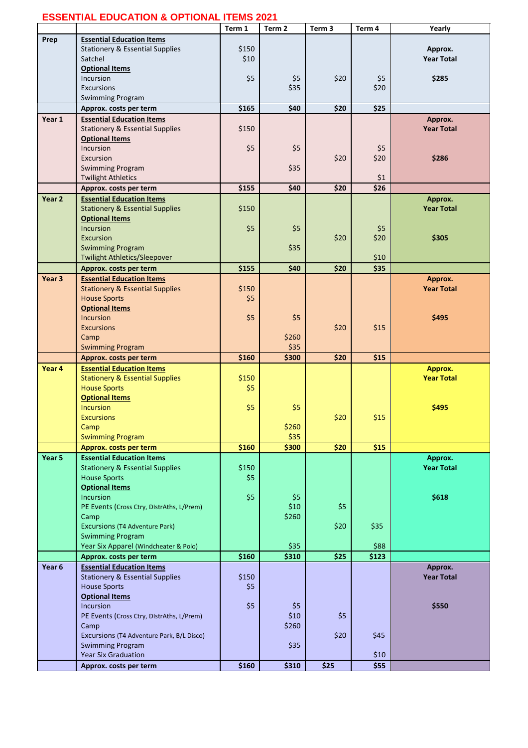# ESSENTIAL EDUCATION & OPTIONAL ITEMS 2021

| | | Term 1 | Term 2 | Term 3 | Term 4 | Yearly |
|---|---|---|---|---|---|---|
| **Prep** | **Essential Education Items** | | | | | **Approx.** |
| | Stationery & Essential Supplies | $150 | | | | **Year Total** |
| | Satchel | $10 | | | | |
| | **Optional Items** | | | | | |
| | Incursion | $5 | $5 | $20 | $5 | **$285** |
| | Excursions | | $35 | | $20 | |
| | Swimming Program | | | | | |
| | **Approx. costs per term** | **$165** | **$40** | **$20** | **$25** | |
| **Year 1** | **Essential Education Items** | | | | | **Approx.** |
| | Stationery & Essential Supplies | $150 | | | | **Year Total** |
| | **Optional Items** | | | | | |
| | Incursion | $5 | $5 | | $5 | |
| | Excursion | | | $20 | $20 | **$286** |
| | Swimming Program | | $35 | | | |
| | Twilight Athletics | | | | $1 | |
| | **Approx. costs per term** | **$155** | **$40** | **$20** | **$26** | |
| **Year 2** | **Essential Education Items** | | | | | **Approx.** |
| | Stationery & Essential Supplies | $150 | | | | **Year Total** |
| | **Optional Items** | | | | | |
| | Incursion | $5 | $5 | | $5 | |
| | Excursion | | | $20 | $20 | **$305** |
| | Swimming Program | | $35 | | | |
| | Twilight Athletics/Sleepover | | | | $10 | |
| | **Approx. costs per term** | **$155** | **$40** | **$20** | **$35** | |
| **Year 3** | **Essential Education Items** | | | | | **Approx.** |
| | Stationery & Essential Supplies | $150 | | | | **Year Total** |
| | House Sports | $5 | | | | |
| | **Optional Items** | | | | | |
| | Incursion | $5 | $5 | | | **$495** |
| | Excursions | | | $20 | $15 | |
| | Camp | | $260 | | | |
| | Swimming Program | | $35 | | | |
| | **Approx. costs per term** | **$160** | **$300** | **$20** | **$15** | |
| **Year 4** | **Essential Education Items** | | | | | **Approx.** |
| | Stationery & Essential Supplies | $150 | | | | **Year Total** |
| | House Sports | $5 | | | | |
| | **Optional Items** | | | | | |
| | Incursion | $5 | $5 | | | **$495** |
| | Excursions | | | $20 | $15 | |
| | Camp | | $260 | | | |
| | Swimming Program | | $35 | | | |
| | **Approx. costs per term** | **$160** | **$300** | **$20** | **$15** | |
| **Year 5** | **Essential Education Items** | | | | | **Approx.** |
| | Stationery & Essential Supplies | $150 | | | | **Year Total** |
| | House Sports | $5 | | | | |
| | **Optional Items** | | | | | |
| | Incursion | $5 | $5 | | | **$618** |
| | PE Events (Cross Ctry, DIstrAths, L/Prem) | | $10 | $5 | | |
| | Camp | | $260 | | | |
| | Excursions (T4 Adventure Park) | | | $20 | $35 | |
| | Swimming Program | | | | | |
| | Year Six Apparel (Windcheater & Polo) | | $35 | | $88 | |
| | **Approx. costs per term** | **$160** | **$310** | **$25** | **$123** | |
| **Year 6** | **Essential Education Items** | | | | | **Approx.** |
| | Stationery & Essential Supplies | $150 | | | | **Year Total** |
| | House Sports | $5 | | | | |
| | **Optional Items** | | | | | |
| | Incursion | $5 | $5 | | | **$550** |
| | PE Events (Cross Ctry, DIstrAths, L/Prem) | | $10 | $5 | | |
| | Camp | | $260 | | | |
| | Excursions (T4 Adventure Park, B/L Disco) | | | $20 | $45 | |
| | Swimming Program | | $35 | | | |
| | Year Six Graduation | | | | $10 | |
| | **Approx. costs per term** | **$160** | **$310** | **$25** | **$55** | |